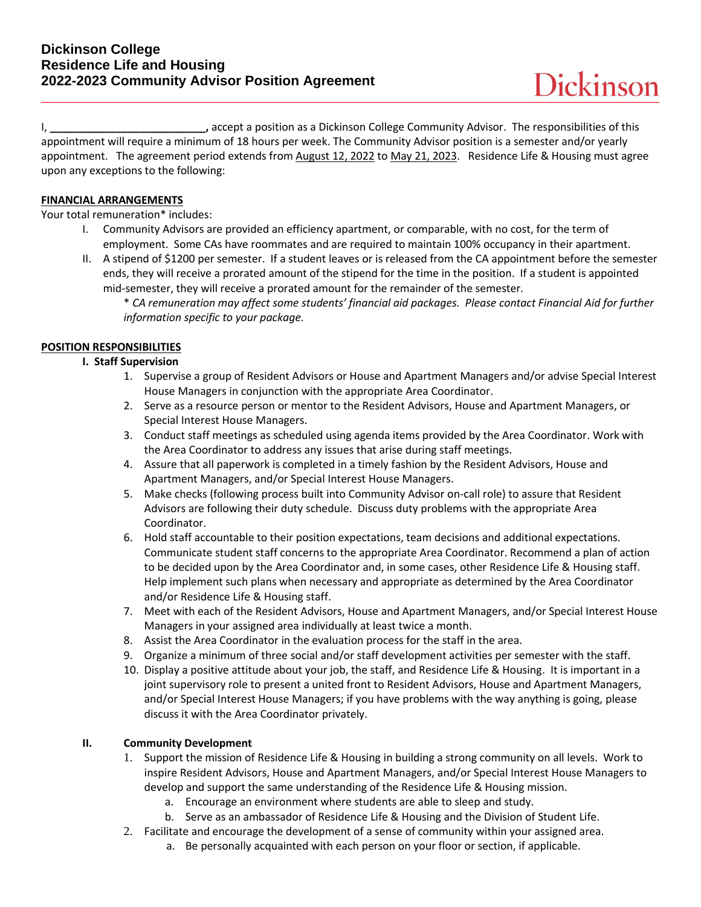# Dickinson College
# Residence Life and Housing
# 2022-2023 Community Advisor Position Agreement

Dickinson

I, **_________________________,** accept a position as a Dickinson College Community Advisor. The responsibilities of this appointment will require a minimum of 18 hours per week. The Community Advisor position is a semester and/or yearly appointment. The agreement period extends from August 12, 2022 to May 21, 2023. Residence Life & Housing must agree upon any exceptions to the following:

**FINANCIAL ARRANGEMENTS**

Your total remuneration* includes:

- I. Community Advisors are provided an efficiency apartment, or comparable, with no cost, for the term of employment. Some CAs have roommates and are required to maintain 100% occupancy in their apartment.
- II. A stipend of $1200 per semester. If a student leaves or is released from the CA appointment before the semester ends, they will receive a prorated amount of the stipend for the time in the position. If a student is appointed mid-semester, they will receive a prorated amount for the remainder of the semester.

  *\* CA remuneration may affect some students' financial aid packages. Please contact Financial Aid for further information specific to your package.*

**POSITION RESPONSIBILITIES**

**I. Staff Supervision**

1. Supervise a group of Resident Advisors or House and Apartment Managers and/or advise Special Interest House Managers in conjunction with the appropriate Area Coordinator.
2. Serve as a resource person or mentor to the Resident Advisors, House and Apartment Managers, or Special Interest House Managers.
3. Conduct staff meetings as scheduled using agenda items provided by the Area Coordinator. Work with the Area Coordinator to address any issues that arise during staff meetings.
4. Assure that all paperwork is completed in a timely fashion by the Resident Advisors, House and Apartment Managers, and/or Special Interest House Managers.
5. Make checks (following process built into Community Advisor on-call role) to assure that Resident Advisors are following their duty schedule. Discuss duty problems with the appropriate Area Coordinator.
6. Hold staff accountable to their position expectations, team decisions and additional expectations. Communicate student staff concerns to the appropriate Area Coordinator. Recommend a plan of action to be decided upon by the Area Coordinator and, in some cases, other Residence Life & Housing staff. Help implement such plans when necessary and appropriate as determined by the Area Coordinator and/or Residence Life & Housing staff.
7. Meet with each of the Resident Advisors, House and Apartment Managers, and/or Special Interest House Managers in your assigned area individually at least twice a month.
8. Assist the Area Coordinator in the evaluation process for the staff in the area.
9. Organize a minimum of three social and/or staff development activities per semester with the staff.
10. Display a positive attitude about your job, the staff, and Residence Life & Housing. It is important in a joint supervisory role to present a united front to Resident Advisors, House and Apartment Managers, and/or Special Interest House Managers; if you have problems with the way anything is going, please discuss it with the Area Coordinator privately.

**II. Community Development**

1. Support the mission of Residence Life & Housing in building a strong community on all levels. Work to inspire Resident Advisors, House and Apartment Managers, and/or Special Interest House Managers to develop and support the same understanding of the Residence Life & Housing mission.
   a. Encourage an environment where students are able to sleep and study.
   b. Serve as an ambassador of Residence Life & Housing and the Division of Student Life.
2. Facilitate and encourage the development of a sense of community within your assigned area.
   a. Be personally acquainted with each person on your floor or section, if applicable.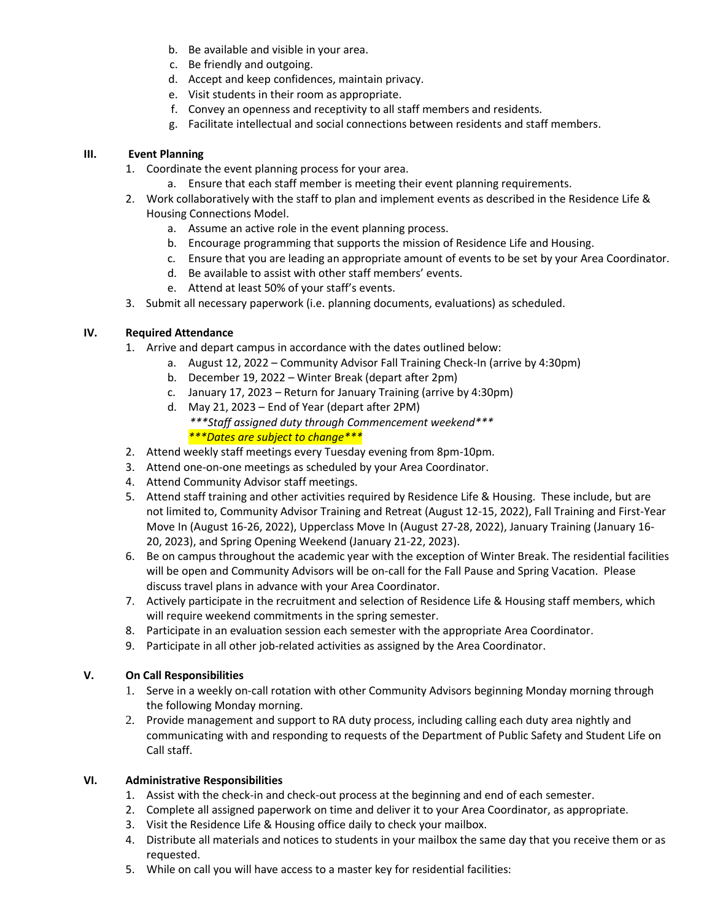b. Be available and visible in your area.
c. Be friendly and outgoing.
d. Accept and keep confidences, maintain privacy.
e. Visit students in their room as appropriate.
f. Convey an openness and receptivity to all staff members and residents.
g. Facilitate intellectual and social connections between residents and staff members.

**III. Event Planning**

1. Coordinate the event planning process for your area.
   a. Ensure that each staff member is meeting their event planning requirements.
2. Work collaboratively with the staff to plan and implement events as described in the Residence Life & Housing Connections Model.
   a. Assume an active role in the event planning process.
   b. Encourage programming that supports the mission of Residence Life and Housing.
   c. Ensure that you are leading an appropriate amount of events to be set by your Area Coordinator.
   d. Be available to assist with other staff members' events.
   e. Attend at least 50% of your staff's events.
3. Submit all necessary paperwork (i.e. planning documents, evaluations) as scheduled.

**IV. Required Attendance**

1. Arrive and depart campus in accordance with the dates outlined below:
   a. August 12, 2022 – Community Advisor Fall Training Check-In (arrive by 4:30pm)
   b. December 19, 2022 – Winter Break (depart after 2pm)
   c. January 17, 2023 – Return for January Training (arrive by 4:30pm)
   d. May 21, 2023 – End of Year (depart after 2PM)
   *\*\*\*Staff assigned duty through Commencement weekend\*\*\**
   *\*\*\*Dates are subject to change\*\*\**
2. Attend weekly staff meetings every Tuesday evening from 8pm-10pm.
3. Attend one-on-one meetings as scheduled by your Area Coordinator.
4. Attend Community Advisor staff meetings.
5. Attend staff training and other activities required by Residence Life & Housing. These include, but are not limited to, Community Advisor Training and Retreat (August 12-15, 2022), Fall Training and First-Year Move In (August 16-26, 2022), Upperclass Move In (August 27-28, 2022), January Training (January 16-20, 2023), and Spring Opening Weekend (January 21-22, 2023).
6. Be on campus throughout the academic year with the exception of Winter Break. The residential facilities will be open and Community Advisors will be on-call for the Fall Pause and Spring Vacation. Please discuss travel plans in advance with your Area Coordinator.
7. Actively participate in the recruitment and selection of Residence Life & Housing staff members, which will require weekend commitments in the spring semester.
8. Participate in an evaluation session each semester with the appropriate Area Coordinator.
9. Participate in all other job-related activities as assigned by the Area Coordinator.

**V. On Call Responsibilities**

1. Serve in a weekly on-call rotation with other Community Advisors beginning Monday morning through the following Monday morning.
2. Provide management and support to RA duty process, including calling each duty area nightly and communicating with and responding to requests of the Department of Public Safety and Student Life on Call staff.

**VI. Administrative Responsibilities**

1. Assist with the check-in and check-out process at the beginning and end of each semester.
2. Complete all assigned paperwork on time and deliver it to your Area Coordinator, as appropriate.
3. Visit the Residence Life & Housing office daily to check your mailbox.
4. Distribute all materials and notices to students in your mailbox the same day that you receive them or as requested.
5. While on call you will have access to a master key for residential facilities: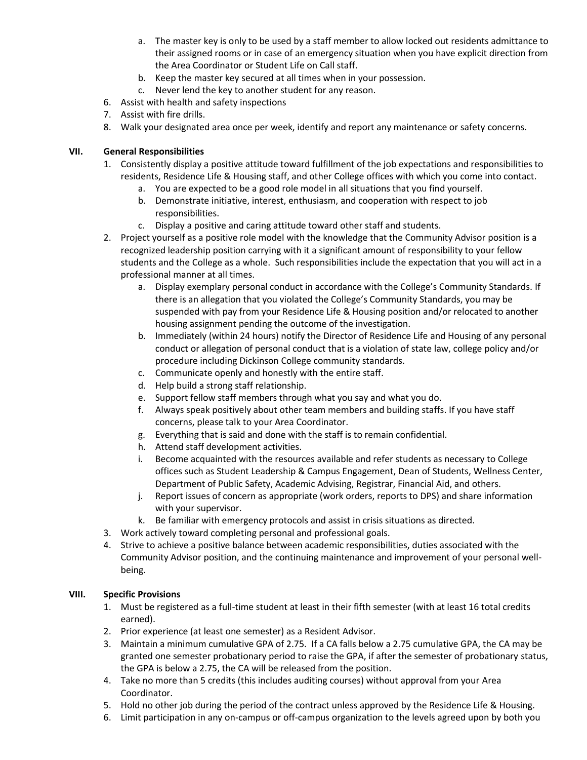a. The master key is only to be used by a staff member to allow locked out residents admittance to their assigned rooms or in case of an emergency situation when you have explicit direction from the Area Coordinator or Student Life on Call staff.
   b. Keep the master key secured at all times when in your possession.
   c. <u>Never</u> lend the key to another student for any reason.
6. Assist with health and safety inspections
7. Assist with fire drills.
8. Walk your designated area once per week, identify and report any maintenance or safety concerns.

## VII. General Responsibilities

1. Consistently display a positive attitude toward fulfillment of the job expectations and responsibilities to residents, Residence Life & Housing staff, and other College offices with which you come into contact.
   a. You are expected to be a good role model in all situations that you find yourself.
   b. Demonstrate initiative, interest, enthusiasm, and cooperation with respect to job responsibilities.
   c. Display a positive and caring attitude toward other staff and students.
2. Project yourself as a positive role model with the knowledge that the Community Advisor position is a recognized leadership position carrying with it a significant amount of responsibility to your fellow students and the College as a whole. Such responsibilities include the expectation that you will act in a professional manner at all times.
   a. Display exemplary personal conduct in accordance with the College's Community Standards. If there is an allegation that you violated the College's Community Standards, you may be suspended with pay from your Residence Life & Housing position and/or relocated to another housing assignment pending the outcome of the investigation.
   b. Immediately (within 24 hours) notify the Director of Residence Life and Housing of any personal conduct or allegation of personal conduct that is a violation of state law, college policy and/or procedure including Dickinson College community standards.
   c. Communicate openly and honestly with the entire staff.
   d. Help build a strong staff relationship.
   e. Support fellow staff members through what you say and what you do.
   f. Always speak positively about other team members and building staffs. If you have staff concerns, please talk to your Area Coordinator.
   g. Everything that is said and done with the staff is to remain confidential.
   h. Attend staff development activities.
   i. Become acquainted with the resources available and refer students as necessary to College offices such as Student Leadership & Campus Engagement, Dean of Students, Wellness Center, Department of Public Safety, Academic Advising, Registrar, Financial Aid, and others.
   j. Report issues of concern as appropriate (work orders, reports to DPS) and share information with your supervisor.
   k. Be familiar with emergency protocols and assist in crisis situations as directed.
3. Work actively toward completing personal and professional goals.
4. Strive to achieve a positive balance between academic responsibilities, duties associated with the Community Advisor position, and the continuing maintenance and improvement of your personal well-being.

## VIII. Specific Provisions

1. Must be registered as a full-time student at least in their fifth semester (with at least 16 total credits earned).
2. Prior experience (at least one semester) as a Resident Advisor.
3. Maintain a minimum cumulative GPA of 2.75. If a CA falls below a 2.75 cumulative GPA, the CA may be granted one semester probationary period to raise the GPA, if after the semester of probationary status, the GPA is below a 2.75, the CA will be released from the position.
4. Take no more than 5 credits (this includes auditing courses) without approval from your Area Coordinator.
5. Hold no other job during the period of the contract unless approved by the Residence Life & Housing.
6. Limit participation in any on-campus or off-campus organization to the levels agreed upon by both you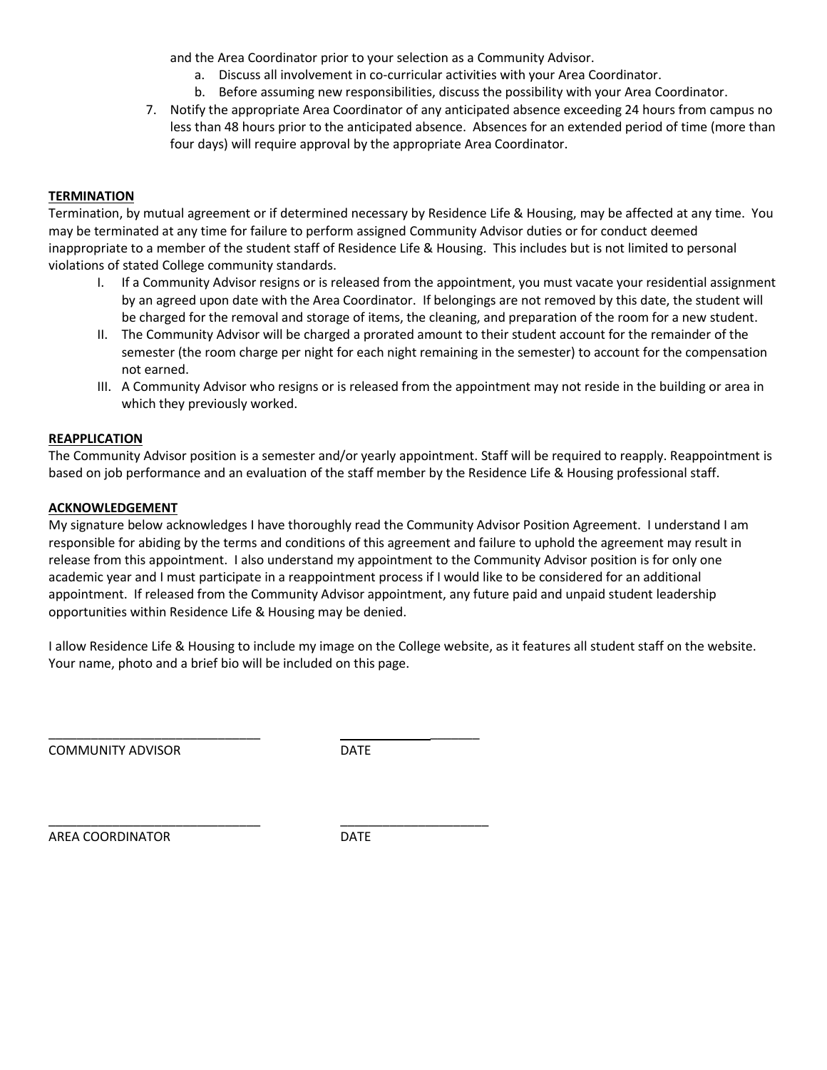and the Area Coordinator prior to your selection as a Community Advisor.

   a. Discuss all involvement in co-curricular activities with your Area Coordinator.
   b. Before assuming new responsibilities, discuss the possibility with your Area Coordinator.

7. Notify the appropriate Area Coordinator of any anticipated absence exceeding 24 hours from campus no less than 48 hours prior to the anticipated absence. Absences for an extended period of time (more than four days) will require approval by the appropriate Area Coordinator.

**TERMINATION**

Termination, by mutual agreement or if determined necessary by Residence Life & Housing, may be affected at any time. You may be terminated at any time for failure to perform assigned Community Advisor duties or for conduct deemed inappropriate to a member of the student staff of Residence Life & Housing. This includes but is not limited to personal violations of stated College community standards.

I. If a Community Advisor resigns or is released from the appointment, you must vacate your residential assignment by an agreed upon date with the Area Coordinator. If belongings are not removed by this date, the student will be charged for the removal and storage of items, the cleaning, and preparation of the room for a new student.

II. The Community Advisor will be charged a prorated amount to their student account for the remainder of the semester (the room charge per night for each night remaining in the semester) to account for the compensation not earned.

III. A Community Advisor who resigns or is released from the appointment may not reside in the building or area in which they previously worked.

**REAPPLICATION**

The Community Advisor position is a semester and/or yearly appointment. Staff will be required to reapply. Reappointment is based on job performance and an evaluation of the staff member by the Residence Life & Housing professional staff.

**ACKNOWLEDGEMENT**

My signature below acknowledges I have thoroughly read the Community Advisor Position Agreement. I understand I am responsible for abiding by the terms and conditions of this agreement and failure to uphold the agreement may result in release from this appointment. I also understand my appointment to the Community Advisor position is for only one academic year and I must participate in a reappointment process if I would like to be considered for an additional appointment. If released from the Community Advisor appointment, any future paid and unpaid student leadership opportunities within Residence Life & Housing may be denied.

I allow Residence Life & Housing to include my image on the College website, as it features all student staff on the website. Your name, photo and a brief bio will be included on this page.

______________________________ ____________________

COMMUNITY ADVISOR DATE

______________________________ ____________________

AREA COORDINATOR DATE